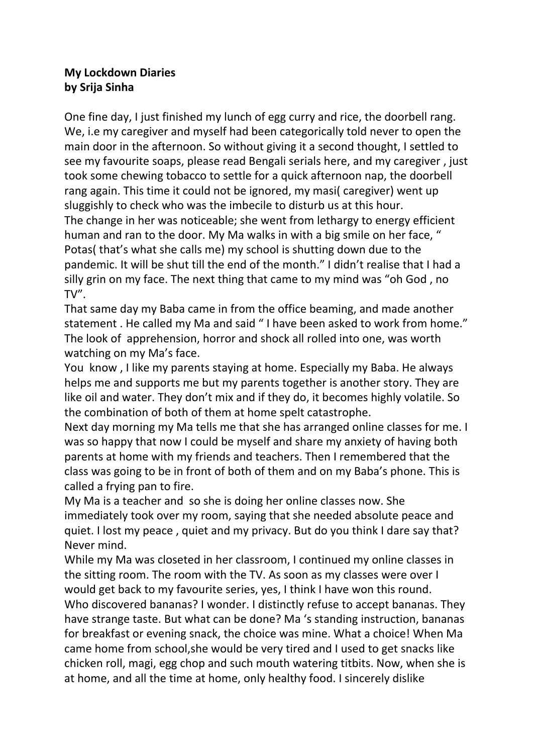**My Lockdown Diaries**
**by Srija Sinha**

One fine day, I just finished my lunch of egg curry and rice, the doorbell rang. We, i.e my caregiver and myself had been categorically told never to open the main door in the afternoon. So without giving it a second thought, I settled to see my favourite soaps, please read Bengali serials here, and my caregiver , just took some chewing tobacco to settle for a quick afternoon nap, the doorbell rang again. This time it could not be ignored, my masi( caregiver) went up sluggishly to check who was the imbecile to disturb us at this hour.

The change in her was noticeable; she went from lethargy to energy efficient human and ran to the door. My Ma walks in with a big smile on her face, " Potas( that's what she calls me) my school is shutting down due to the pandemic. It will be shut till the end of the month." I didn't realise that I had a silly grin on my face. The next thing that came to my mind was "oh God , no TV".

That same day my Baba came in from the office beaming, and made another statement . He called my Ma and said " I have been asked to work from home." The look of apprehension, horror and shock all rolled into one, was worth watching on my Ma's face.

You know , I like my parents staying at home. Especially my Baba. He always helps me and supports me but my parents together is another story. They are like oil and water. They don't mix and if they do, it becomes highly volatile. So the combination of both of them at home spelt catastrophe.

Next day morning my Ma tells me that she has arranged online classes for me. I was so happy that now I could be myself and share my anxiety of having both parents at home with my friends and teachers. Then I remembered that the class was going to be in front of both of them and on my Baba's phone. This is called a frying pan to fire.

My Ma is a teacher and so she is doing her online classes now. She immediately took over my room, saying that she needed absolute peace and quiet. I lost my peace , quiet and my privacy. But do you think I dare say that? Never mind.

While my Ma was closeted in her classroom, I continued my online classes in the sitting room. The room with the TV. As soon as my classes were over I would get back to my favourite series, yes, I think I have won this round.

Who discovered bananas? I wonder. I distinctly refuse to accept bananas. They have strange taste. But what can be done? Ma 's standing instruction, bananas for breakfast or evening snack, the choice was mine. What a choice! When Ma came home from school,she would be very tired and I used to get snacks like chicken roll, magi, egg chop and such mouth watering titbits. Now, when she is at home, and all the time at home, only healthy food. I sincerely dislike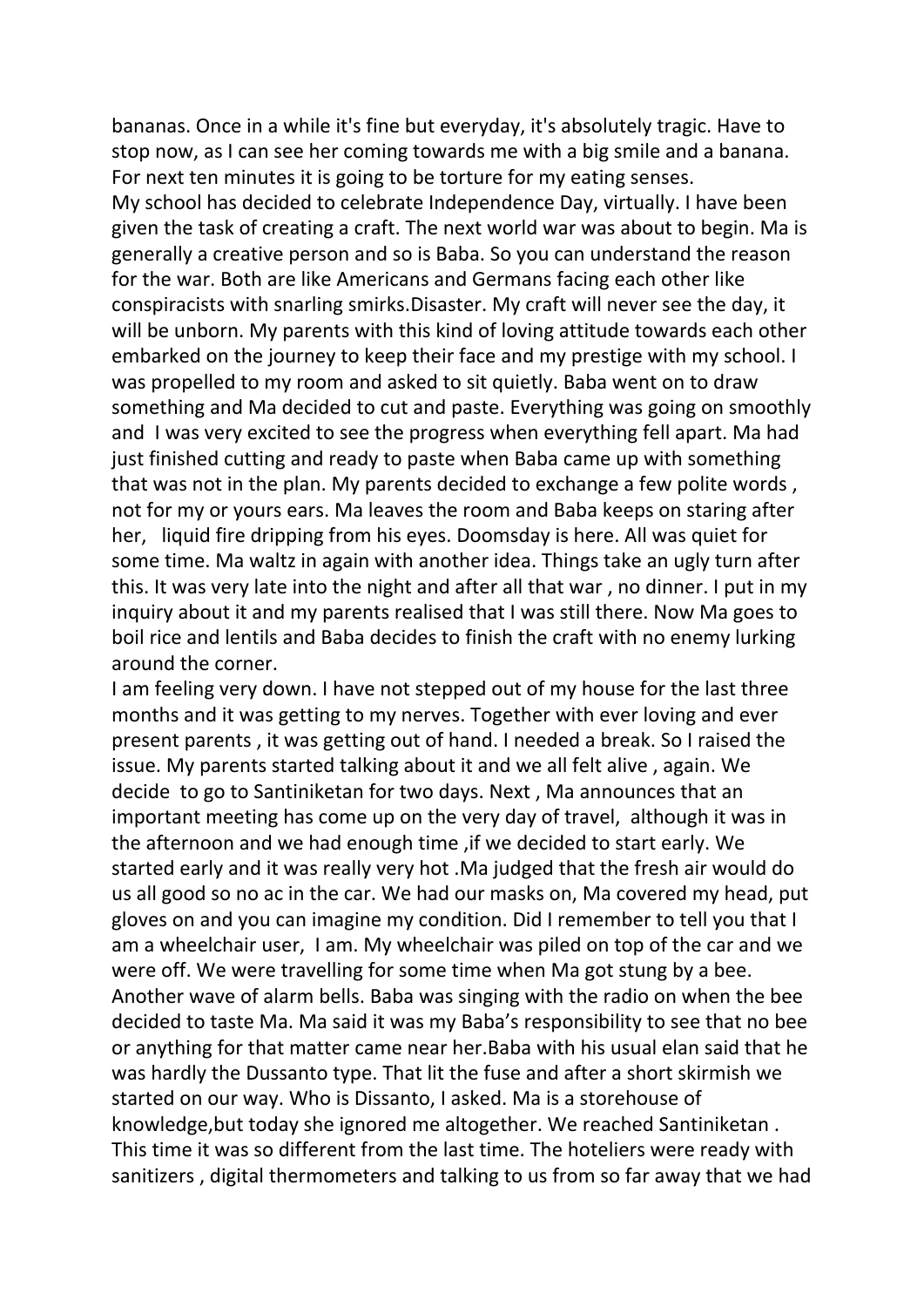bananas. Once in a while it's fine but everyday, it's absolutely tragic. Have to stop now, as I can see her coming towards me with a big smile and a banana. For next ten minutes it is going to be torture for my eating senses.

My school has decided to celebrate Independence Day, virtually. I have been given the task of creating a craft. The next world war was about to begin. Ma is generally a creative person and so is Baba. So you can understand the reason for the war. Both are like Americans and Germans facing each other like conspiracists with snarling smirks.Disaster. My craft will never see the day, it will be unborn. My parents with this kind of loving attitude towards each other embarked on the journey to keep their face and my prestige with my school. I was propelled to my room and asked to sit quietly. Baba went on to draw something and Ma decided to cut and paste. Everything was going on smoothly and  I was very excited to see the progress when everything fell apart. Ma had just finished cutting and ready to paste when Baba came up with something that was not in the plan. My parents decided to exchange a few polite words , not for my or yours ears. Ma leaves the room and Baba keeps on staring after her,   liquid fire dripping from his eyes. Doomsday is here. All was quiet for some time. Ma waltz in again with another idea. Things take an ugly turn after this. It was very late into the night and after all that war , no dinner. I put in my inquiry about it and my parents realised that I was still there. Now Ma goes to boil rice and lentils and Baba decides to finish the craft with no enemy lurking around the corner.

I am feeling very down. I have not stepped out of my house for the last three months and it was getting to my nerves. Together with ever loving and ever present parents , it was getting out of hand. I needed a break. So I raised the issue. My parents started talking about it and we all felt alive , again. We decide  to go to Santiniketan for two days. Next , Ma announces that an important meeting has come up on the very day of travel,  although it was in the afternoon and we had enough time ,if we decided to start early. We started early and it was really very hot .Ma judged that the fresh air would do us all good so no ac in the car. We had our masks on, Ma covered my head, put gloves on and you can imagine my condition. Did I remember to tell you that I am a wheelchair user,  I am. My wheelchair was piled on top of the car and we were off. We were travelling for some time when Ma got stung by a bee. Another wave of alarm bells. Baba was singing with the radio on when the bee decided to taste Ma. Ma said it was my Baba's responsibility to see that no bee or anything for that matter came near her.Baba with his usual elan said that he was hardly the Dussanto type. That lit the fuse and after a short skirmish we started on our way. Who is Dissanto, I asked. Ma is a storehouse of knowledge,but today she ignored me altogether. We reached Santiniketan . This time it was so different from the last time. The hoteliers were ready with sanitizers , digital thermometers and talking to us from so far away that we had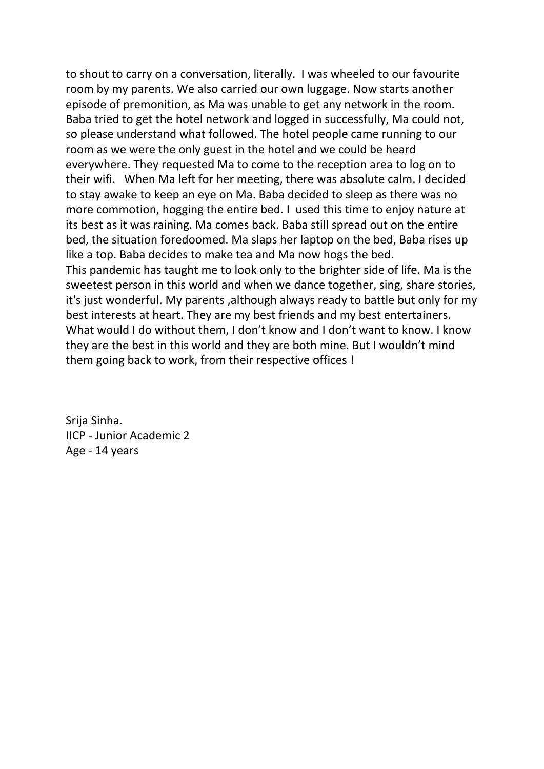to shout to carry on a conversation, literally.  I was wheeled to our favourite room by my parents. We also carried our own luggage. Now starts another episode of premonition, as Ma was unable to get any network in the room. Baba tried to get the hotel network and logged in successfully, Ma could not, so please understand what followed. The hotel people came running to our room as we were the only guest in the hotel and we could be heard everywhere. They requested Ma to come to the reception area to log on to their wifi.   When Ma left for her meeting, there was absolute calm. I decided to stay awake to keep an eye on Ma. Baba decided to sleep as there was no more commotion, hogging the entire bed. I  used this time to enjoy nature at its best as it was raining. Ma comes back. Baba still spread out on the entire bed, the situation foredoomed. Ma slaps her laptop on the bed, Baba rises up like a top. Baba decides to make tea and Ma now hogs the bed.

This pandemic has taught me to look only to the brighter side of life. Ma is the sweetest person in this world and when we dance together, sing, share stories, it's just wonderful. My parents ,although always ready to battle but only for my best interests at heart. They are my best friends and my best entertainers. What would I do without them, I don't know and I don't want to know. I know they are the best in this world and they are both mine. But I wouldn't mind them going back to work, from their respective offices !

Srija Sinha.  
IICP - Junior Academic 2  
Age - 14 years